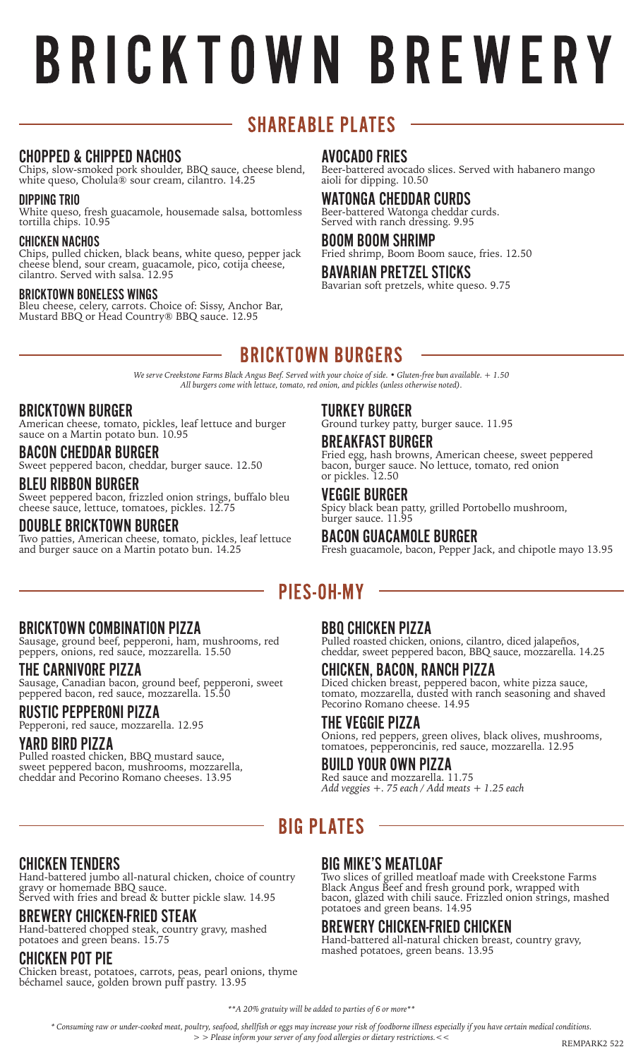# BRICKTOWN BREWERY

## SHAREABLE PLATES

### CHOPPED & CHIPPED NACHOS
Chips, slow-smoked pork shoulder, BBQ sauce, cheese blend, white queso, Cholula® sour cream, cilantro. 14.25

### DIPPING TRIO
White queso, fresh guacamole, housemade salsa, bottomless tortilla chips. 10.95

### CHICKEN NACHOS
Chips, pulled chicken, black beans, white queso, pepper jack cheese blend, sour cream, guacamole, pico, cotija cheese, cilantro. Served with salsa. 12.95

### BRICKTOWN BONELESS WINGS
Bleu cheese, celery, carrots. Choice of: Sissy, Anchor Bar, Mustard BBQ or Head Country® BBQ sauce. 12.95

### AVOCADO FRIES
Beer-battered avocado slices. Served with habanero mango aioli for dipping. 10.50

### WATONGA CHEDDAR CURDS
Beer-battered Watonga cheddar curds. Served with ranch dressing. 9.95

### BOOM BOOM SHRIMP
Fried shrimp, Boom Boom sauce, fries. 12.50

### BAVARIAN PRETZEL STICKS
Bavarian soft pretzels, white queso. 9.75

## BRICKTOWN BURGERS

*We serve Creekstone Farms Black Angus Beef. Served with your choice of side. • Gluten-free bun available. + 1.50*
*All burgers come with lettuce, tomato, red onion, and pickles (unless otherwise noted).*

### BRICKTOWN BURGER
American cheese, tomato, pickles, leaf lettuce and burger sauce on a Martin potato bun. 10.95

### BACON CHEDDAR BURGER
Sweet peppered bacon, cheddar, burger sauce. 12.50

### BLEU RIBBON BURGER
Sweet peppered bacon, frizzled onion strings, buffalo bleu cheese sauce, lettuce, tomatoes, pickles. 12.75

### DOUBLE BRICKTOWN BURGER
Two patties, American cheese, tomato, pickles, leaf lettuce and burger sauce on a Martin potato bun. 14.25

### TURKEY BURGER
Ground turkey patty, burger sauce. 11.95

### BREAKFAST BURGER
Fried egg, hash browns, American cheese, sweet peppered bacon, burger sauce. No lettuce, tomato, red onion or pickles. 12.50

### VEGGIE BURGER
Spicy black bean patty, grilled Portobello mushroom, burger sauce. 11.95

### BACON GUACAMOLE BURGER
Fresh guacamole, bacon, Pepper Jack, and chipotle mayo 13.95

## PIES-OH-MY

### BRICKTOWN COMBINATION PIZZA
Sausage, ground beef, pepperoni, ham, mushrooms, red peppers, onions, red sauce, mozzarella. 15.50

### THE CARNIVORE PIZZA
Sausage, Canadian bacon, ground beef, pepperoni, sweet peppered bacon, red sauce, mozzarella. 15.50

### RUSTIC PEPPERONI PIZZA
Pepperoni, red sauce, mozzarella. 12.95

### YARD BIRD PIZZA
Pulled roasted chicken, BBQ mustard sauce, sweet peppered bacon, mushrooms, mozzarella, cheddar and Pecorino Romano cheeses. 13.95

### BBQ CHICKEN PIZZA
Pulled roasted chicken, onions, cilantro, diced jalapeños, cheddar, sweet peppered bacon, BBQ sauce, mozzarella. 14.25

### CHICKEN, BACON, RANCH PIZZA
Diced chicken breast, peppered bacon, white pizza sauce, tomato, mozzarella, dusted with ranch seasoning and shaved Pecorino Romano cheese. 14.95

### THE VEGGIE PIZZA
Onions, red peppers, green olives, black olives, mushrooms, tomatoes, pepperoncinis, red sauce, mozzarella. 12.95

### BUILD YOUR OWN PIZZA
Red sauce and mozzarella. 11.75
*Add veggies +. 75 each / Add meats + 1.25 each*

## BIG PLATES

### CHICKEN TENDERS
Hand-battered jumbo all-natural chicken, choice of country gravy or homemade BBQ sauce.
Served with fries and bread & butter pickle slaw. 14.95

### BREWERY CHICKEN-FRIED STEAK
Hand-battered chopped steak, country gravy, mashed potatoes and green beans. 15.75

### CHICKEN POT PIE
Chicken breast, potatoes, carrots, peas, pearl onions, thyme béchamel sauce, golden brown puff pastry. 13.95

### BIG MIKE'S MEATLOAF
Two slices of grilled meatloaf made with Creekstone Farms Black Angus Beef and fresh ground pork, wrapped with bacon, glazed with chili sauce. Frizzled onion strings, mashed potatoes and green beans. 14.95

### BREWERY CHICKEN-FRIED CHICKEN
Hand-battered all-natural chicken breast, country gravy, mashed potatoes, green beans. 13.95

*\*\*A 20% gratuity will be added to parties of 6 or more\*\**

*\* Consuming raw or under-cooked meat, poultry, seafood, shellfish or eggs may increase your risk of foodborne illness especially if you have certain medical conditions.*
*> > Please inform your server of any food allergies or dietary restrictions.< <*

REMPARK2 522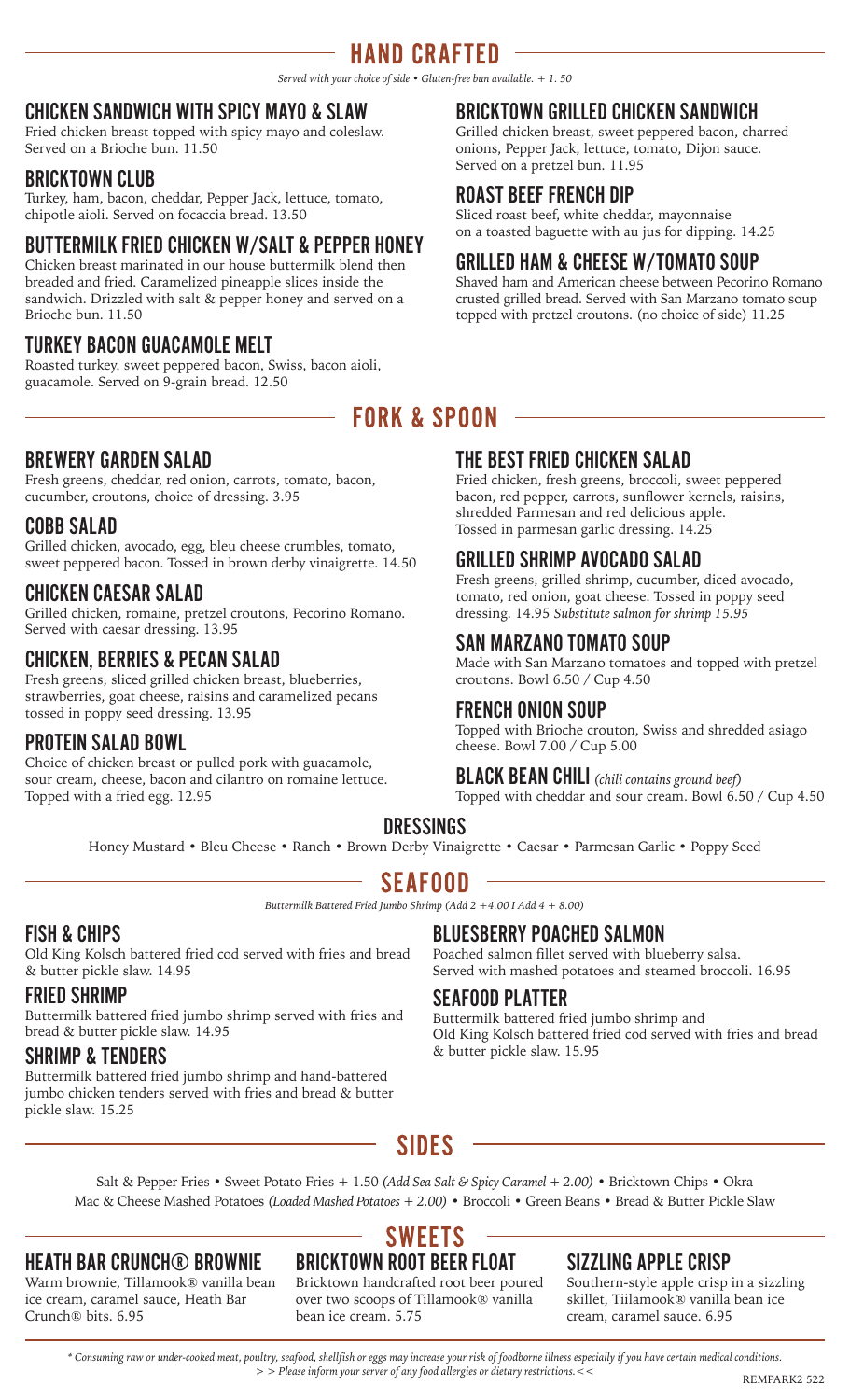# HAND CRAFTED

*Served with your choice of side • Gluten-free bun available. + 1. 50*

### CHICKEN SANDWICH WITH SPICY MAYO & SLAW

Fried chicken breast topped with spicy mayo and coleslaw. Served on a Brioche bun. 11.50

### BRICKTOWN CLUB

Turkey, ham, bacon, cheddar, Pepper Jack, lettuce, tomato, chipotle aioli. Served on focaccia bread. 13.50

### BUTTERMILK FRIED CHICKEN W/SALT & PEPPER HONEY

Chicken breast marinated in our house buttermilk blend then breaded and fried. Caramelized pineapple slices inside the sandwich. Drizzled with salt & pepper honey and served on a Brioche bun. 11.50

### TURKEY BACON GUACAMOLE MELT

Roasted turkey, sweet peppered bacon, Swiss, bacon aioli, guacamole. Served on 9-grain bread. 12.50

### BRICKTOWN GRILLED CHICKEN SANDWICH

Grilled chicken breast, sweet peppered bacon, charred onions, Pepper Jack, lettuce, tomato, Dijon sauce. Served on a pretzel bun. 11.95

### ROAST BEEF FRENCH DIP

Sliced roast beef, white cheddar, mayonnaise on a toasted baguette with au jus for dipping. 14.25

### GRILLED HAM & CHEESE W/TOMATO SOUP

Shaved ham and American cheese between Pecorino Romano crusted grilled bread. Served with San Marzano tomato soup topped with pretzel croutons. (no choice of side) 11.25

# FORK & SPOON

### BREWERY GARDEN SALAD

Fresh greens, cheddar, red onion, carrots, tomato, bacon, cucumber, croutons, choice of dressing. 3.95

### COBB SALAD

Grilled chicken, avocado, egg, bleu cheese crumbles, tomato, sweet peppered bacon. Tossed in brown derby vinaigrette. 14.50

### CHICKEN CAESAR SALAD

Grilled chicken, romaine, pretzel croutons, Pecorino Romano. Served with caesar dressing. 13.95

### CHICKEN, BERRIES & PECAN SALAD

Fresh greens, sliced grilled chicken breast, blueberries, strawberries, goat cheese, raisins and caramelized pecans tossed in poppy seed dressing. 13.95

### PROTEIN SALAD BOWL

Choice of chicken breast or pulled pork with guacamole, sour cream, cheese, bacon and cilantro on romaine lettuce. Topped with a fried egg. 12.95

### THE BEST FRIED CHICKEN SALAD

Fried chicken, fresh greens, broccoli, sweet peppered bacon, red pepper, carrots, sunflower kernels, raisins, shredded Parmesan and red delicious apple. Tossed in parmesan garlic dressing. 14.25

### GRILLED SHRIMP AVOCADO SALAD

Fresh greens, grilled shrimp, cucumber, diced avocado, tomato, red onion, goat cheese. Tossed in poppy seed dressing. 14.95 *Substitute salmon for shrimp 15.95*

### SAN MARZANO TOMATO SOUP

Made with San Marzano tomatoes and topped with pretzel croutons. Bowl 6.50 / Cup 4.50

### FRENCH ONION SOUP

Topped with Brioche crouton, Swiss and shredded asiago cheese. Bowl 7.00 / Cup 5.00

### BLACK BEAN CHILI *(chili contains ground beef)*

Topped with cheddar and sour cream. Bowl 6.50 / Cup 4.50

## DRESSINGS

Honey Mustard • Bleu Cheese • Ranch • Brown Derby Vinaigrette • Caesar • Parmesan Garlic • Poppy Seed

# SEAFOOD

*Buttermilk Battered Fried Jumbo Shrimp (Add 2 +4.00 I Add 4 + 8.00)*

### FISH & CHIPS

Old King Kolsch battered fried cod served with fries and bread & butter pickle slaw. 14.95

### FRIED SHRIMP

Buttermilk battered fried jumbo shrimp served with fries and bread & butter pickle slaw. 14.95

### SHRIMP & TENDERS

Buttermilk battered fried jumbo shrimp and hand-battered jumbo chicken tenders served with fries and bread & butter pickle slaw. 15.25

### BLUESBERRY POACHED SALMON

Poached salmon fillet served with blueberry salsa. Served with mashed potatoes and steamed broccoli. 16.95

### SEAFOOD PLATTER

Buttermilk battered fried jumbo shrimp and Old King Kolsch battered fried cod served with fries and bread & butter pickle slaw. 15.95

# SIDES

Salt & Pepper Fries • Sweet Potato Fries + 1.50 *(Add Sea Salt & Spicy Caramel + 2.00)* • Bricktown Chips • Okra
Mac & Cheese Mashed Potatoes *(Loaded Mashed Potatoes + 2.00)* • Broccoli • Green Beans • Bread & Butter Pickle Slaw

# SWEETS

### HEATH BAR CRUNCH® BROWNIE

Warm brownie, Tillamook® vanilla bean ice cream, caramel sauce, Heath Bar Crunch® bits. 6.95

### BRICKTOWN ROOT BEER FLOAT

Bricktown handcrafted root beer poured over two scoops of Tillamook® vanilla bean ice cream. 5.75

### SIZZLING APPLE CRISP

Southern-style apple crisp in a sizzling skillet, Tiilamook® vanilla bean ice cream, caramel sauce. 6.95

*\* Consuming raw or under-cooked meat, poultry, seafood, shellfish or eggs may increase your risk of foodborne illness especially if you have certain medical conditions.*
*> > Please inform your server of any food allergies or dietary restrictions.< <*

REMPARK2 522